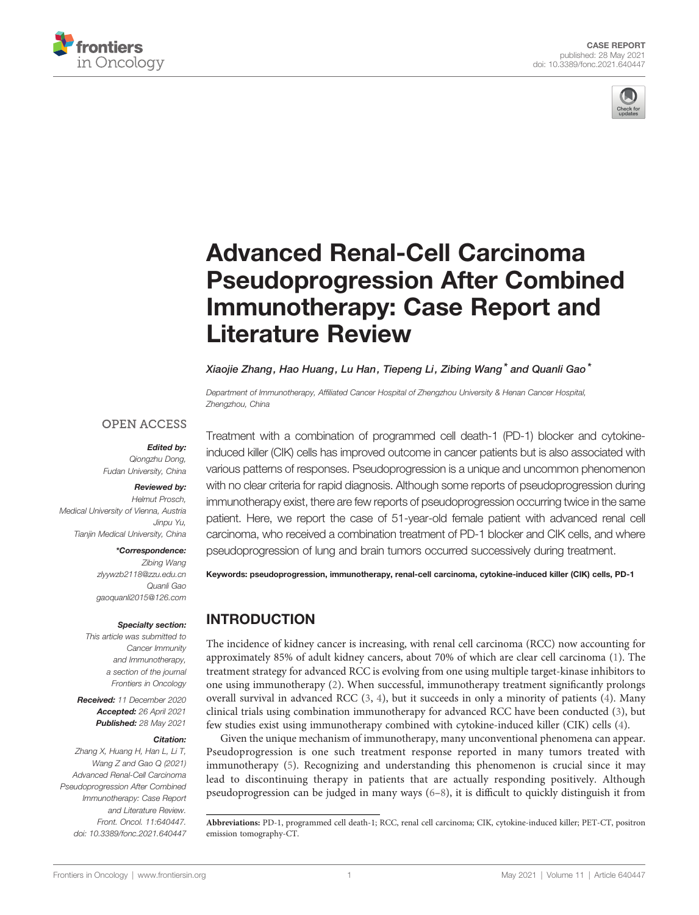CASE REPORT
published: 28 May 2021
doi: 10.3389/fonc.2021.640447

# Advanced Renal-Cell Carcinoma Pseudoprogression After Combined Immunotherapy: Case Report and Literature Review

*Xiaojie Zhang, Hao Huang, Lu Han, Tiepeng Li, Zibing Wang\* and Quanli Gao\**

*Department of Immunotherapy, Affiliated Cancer Hospital of Zhengzhou University & Henan Cancer Hospital, Zhengzhou, China*

OPEN ACCESS

***Edited by:***
Qiongzhu Dong,
Fudan University, China

***Reviewed by:***
Helmut Prosch,
Medical University of Vienna, Austria
Jinpu Yu,
Tianjin Medical University, China

***\*Correspondence:***
Zibing Wang
zlyywzb2118@zzu.edu.cn
Quanli Gao
gaoquanli2015@126.com

***Specialty section:***
This article was submitted to Cancer Immunity and Immunotherapy, a section of the journal Frontiers in Oncology

***Received:*** 11 December 2020
***Accepted:*** 26 April 2021
***Published:*** 28 May 2021

***Citation:***
Zhang X, Huang H, Han L, Li T, Wang Z and Gao Q (2021) Advanced Renal-Cell Carcinoma Pseudoprogression After Combined Immunotherapy: Case Report and Literature Review. Front. Oncol. 11:640447. doi: 10.3389/fonc.2021.640447

Treatment with a combination of programmed cell death-1 (PD-1) blocker and cytokine-induced killer (CIK) cells has improved outcome in cancer patients but is also associated with various patterns of responses. Pseudoprogression is a unique and uncommon phenomenon with no clear criteria for rapid diagnosis. Although some reports of pseudoprogression during immunotherapy exist, there are few reports of pseudoprogression occurring twice in the same patient. Here, we report the case of 51-year-old female patient with advanced renal cell carcinoma, who received a combination treatment of PD-1 blocker and CIK cells, and where pseudoprogression of lung and brain tumors occurred successively during treatment.

**Keywords: pseudoprogression, immunotherapy, renal-cell carcinoma, cytokine-induced killer (CIK) cells, PD-1**

## INTRODUCTION

The incidence of kidney cancer is increasing, with renal cell carcinoma (RCC) now accounting for approximately 85% of adult kidney cancers, about 70% of which are clear cell carcinoma (1). The treatment strategy for advanced RCC is evolving from one using multiple target-kinase inhibitors to one using immunotherapy (2). When successful, immunotherapy treatment significantly prolongs overall survival in advanced RCC (3, 4), but it succeeds in only a minority of patients (4). Many clinical trials using combination immunotherapy for advanced RCC have been conducted (3), but few studies exist using immunotherapy combined with cytokine-induced killer (CIK) cells (4).

Given the unique mechanism of immunotherapy, many unconventional phenomena can appear. Pseudoprogression is one such treatment response reported in many tumors treated with immunotherapy (5). Recognizing and understanding this phenomenon is crucial since it may lead to discontinuing therapy in patients that are actually responding positively. Although pseudoprogression can be judged in many ways (6–8), it is difficult to quickly distinguish it from

**Abbreviations:** PD-1, programmed cell death-1; RCC, renal cell carcinoma; CIK, cytokine-induced killer; PET-CT, positron emission tomography-CT.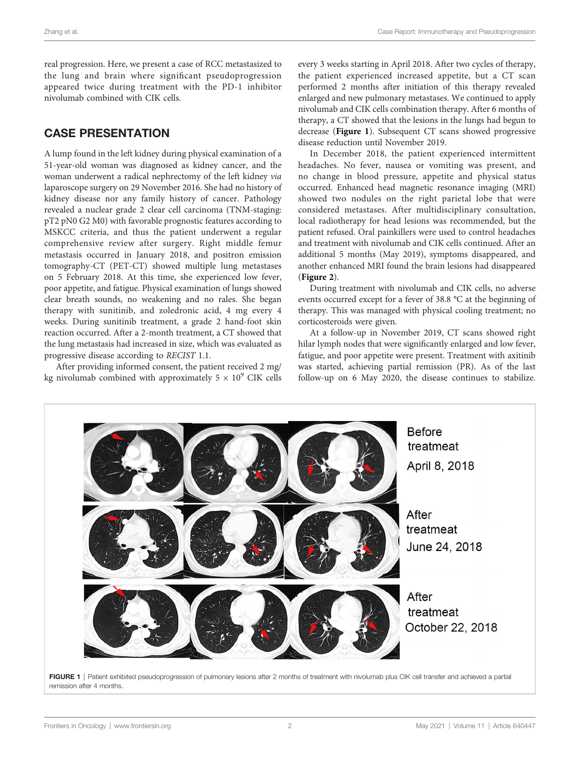real progression. Here, we present a case of RCC metastasized to the lung and brain where significant pseudoprogression appeared twice during treatment with the PD-1 inhibitor nivolumab combined with CIK cells.

## CASE PRESENTATION

A lump found in the left kidney during physical examination of a 51-year-old woman was diagnosed as kidney cancer, and the woman underwent a radical nephrectomy of the left kidney *via* laparoscope surgery on 29 November 2016. She had no history of kidney disease nor any family history of cancer. Pathology revealed a nuclear grade 2 clear cell carcinoma (TNM-staging: pT2 pN0 G2 M0) with favorable prognostic features according to MSKCC criteria, and thus the patient underwent a regular comprehensive review after surgery. Right middle femur metastasis occurred in January 2018, and positron emission tomography-CT (PET-CT) showed multiple lung metastases on 5 February 2018. At this time, she experienced low fever, poor appetite, and fatigue. Physical examination of lungs showed clear breath sounds, no weakening and no rales. She began therapy with sunitinib, and zoledronic acid, 4 mg every 4 weeks. During sunitinib treatment, a grade 2 hand-foot skin reaction occurred. After a 2-month treatment, a CT showed that the lung metastasis had increased in size, which was evaluated as progressive disease according to *RECIST* 1.1.

After providing informed consent, the patient received 2 mg/kg nivolumab combined with approximately $5 \times 10^9$ CIK cells every 3 weeks starting in April 2018. After two cycles of therapy, the patient experienced increased appetite, but a CT scan performed 2 months after initiation of this therapy revealed enlarged and new pulmonary metastases. We continued to apply nivolumab and CIK cells combination therapy. After 6 months of therapy, a CT showed that the lesions in the lungs had begun to decrease (**Figure 1**). Subsequent CT scans showed progressive disease reduction until November 2019.

In December 2018, the patient experienced intermittent headaches. No fever, nausea or vomiting was present, and no change in blood pressure, appetite and physical status occurred. Enhanced head magnetic resonance imaging (MRI) showed two nodules on the right parietal lobe that were considered metastases. After multidisciplinary consultation, local radiotherapy for head lesions was recommended, but the patient refused. Oral painkillers were used to control headaches and treatment with nivolumab and CIK cells continued. After an additional 5 months (May 2019), symptoms disappeared, and another enhanced MRI found the brain lesions had disappeared (**Figure 2**).

During treatment with nivolumab and CIK cells, no adverse events occurred except for a fever of 38.8 °C at the beginning of therapy. This was managed with physical cooling treatment; no corticosteroids were given.

At a follow-up in November 2019, CT scans showed right hilar lymph nodes that were significantly enlarged and low fever, fatigue, and poor appetite were present. Treatment with axitinib was started, achieving partial remission (PR). As of the last follow-up on 6 May 2020, the disease continues to stabilize.

Before treatmeat April 8, 2018

After treatmeat June 24, 2018

After treatmeat October 22, 2018

**FIGURE 1** | Patient exhibited pseudoprogression of pulmonary lesions after 2 months of treatment with nivolumab plus CIK cell transfer and achieved a partial remission after 4 months.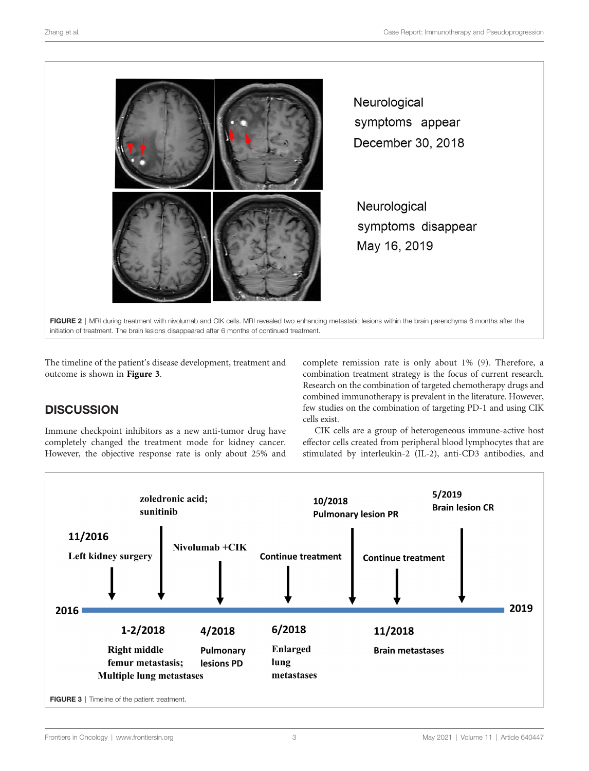FIGURE 2 | MRI during treatment with nivolumab and CIK cells. MRI revealed two enhancing metastatic lesions within the brain parenchyma 6 months after the initiation of treatment. The brain lesions disappeared after 6 months of continued treatment.

The timeline of the patient's disease development, treatment and outcome is shown in **Figure 3**.

## DISCUSSION

Immune checkpoint inhibitors as a new anti-tumor drug have completely changed the treatment mode for kidney cancer. However, the objective response rate is only about 25% and complete remission rate is only about 1% (9). Therefore, a combination treatment strategy is the focus of current research. Research on the combination of targeted chemotherapy drugs and combined immunotherapy is prevalent in the literature. However, few studies on the combination of targeting PD-1 and using CIK cells exist.

CIK cells are a group of heterogeneous immune-active host effector cells created from peripheral blood lymphocytes that are stimulated by interleukin-2 (IL-2), anti-CD3 antibodies, and

FIGURE 3 | Timeline of the patient treatment.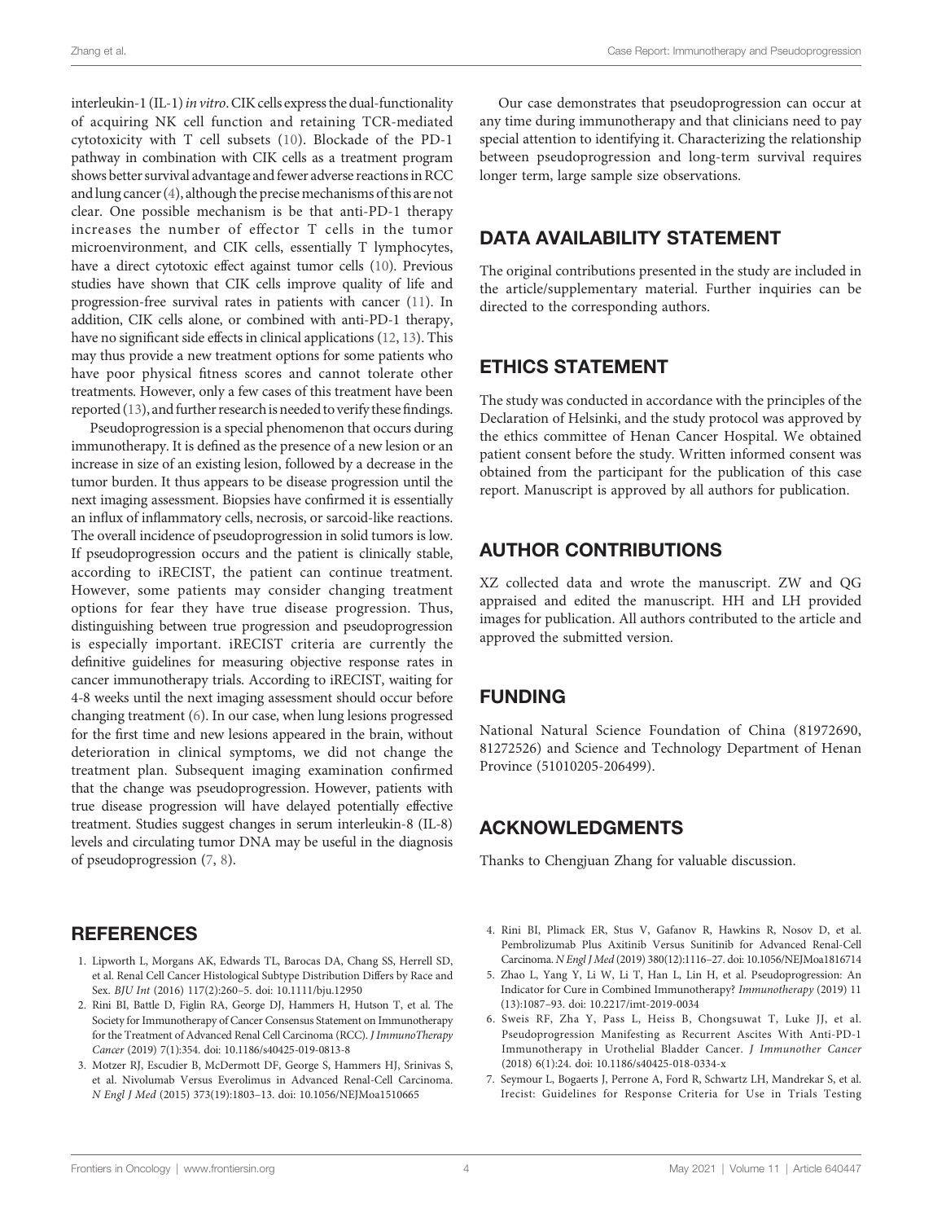interleukin-1 (IL-1) *in vitro*. CIK cells express the dual-functionality of acquiring NK cell function and retaining TCR-mediated cytotoxicity with T cell subsets (10). Blockade of the PD-1 pathway in combination with CIK cells as a treatment program shows better survival advantage and fewer adverse reactions in RCC and lung cancer (4), although the precise mechanisms of this are not clear. One possible mechanism is be that anti-PD-1 therapy increases the number of effector T cells in the tumor microenvironment, and CIK cells, essentially T lymphocytes, have a direct cytotoxic effect against tumor cells (10). Previous studies have shown that CIK cells improve quality of life and progression-free survival rates in patients with cancer (11). In addition, CIK cells alone, or combined with anti-PD-1 therapy, have no significant side effects in clinical applications (12, 13). This may thus provide a new treatment options for some patients who have poor physical fitness scores and cannot tolerate other treatments. However, only a few cases of this treatment have been reported (13), and further research is needed to verify these findings.

Pseudoprogression is a special phenomenon that occurs during immunotherapy. It is defined as the presence of a new lesion or an increase in size of an existing lesion, followed by a decrease in the tumor burden. It thus appears to be disease progression until the next imaging assessment. Biopsies have confirmed it is essentially an influx of inflammatory cells, necrosis, or sarcoid-like reactions. The overall incidence of pseudoprogression in solid tumors is low. If pseudoprogression occurs and the patient is clinically stable, according to iRECIST, the patient can continue treatment. However, some patients may consider changing treatment options for fear they have true disease progression. Thus, distinguishing between true progression and pseudoprogression is especially important. iRECIST criteria are currently the definitive guidelines for measuring objective response rates in cancer immunotherapy trials. According to iRECIST, waiting for 4-8 weeks until the next imaging assessment should occur before changing treatment (6). In our case, when lung lesions progressed for the first time and new lesions appeared in the brain, without deterioration in clinical symptoms, we did not change the treatment plan. Subsequent imaging examination confirmed that the change was pseudoprogression. However, patients with true disease progression will have delayed potentially effective treatment. Studies suggest changes in serum interleukin-8 (IL-8) levels and circulating tumor DNA may be useful in the diagnosis of pseudoprogression (7, 8).

Our case demonstrates that pseudoprogression can occur at any time during immunotherapy and that clinicians need to pay special attention to identifying it. Characterizing the relationship between pseudoprogression and long-term survival requires longer term, large sample size observations.

## DATA AVAILABILITY STATEMENT

The original contributions presented in the study are included in the article/supplementary material. Further inquiries can be directed to the corresponding authors.

## ETHICS STATEMENT

The study was conducted in accordance with the principles of the Declaration of Helsinki, and the study protocol was approved by the ethics committee of Henan Cancer Hospital. We obtained patient consent before the study. Written informed consent was obtained from the participant for the publication of this case report. Manuscript is approved by all authors for publication.

## AUTHOR CONTRIBUTIONS

XZ collected data and wrote the manuscript. ZW and QG appraised and edited the manuscript. HH and LH provided images for publication. All authors contributed to the article and approved the submitted version.

## FUNDING

National Natural Science Foundation of China (81972690, 81272526) and Science and Technology Department of Henan Province (51010205-206499).

## ACKNOWLEDGMENTS

Thanks to Chengjuan Zhang for valuable discussion.

## REFERENCES

1. Lipworth L, Morgans AK, Edwards TL, Barocas DA, Chang SS, Herrell SD, et al. Renal Cell Cancer Histological Subtype Distribution Differs by Race and Sex. *BJU Int* (2016) 117(2):260–5. doi: 10.1111/bju.12950
2. Rini BI, Battle D, Figlin RA, George DJ, Hammers H, Hutson T, et al. The Society for Immunotherapy of Cancer Consensus Statement on Immunotherapy for the Treatment of Advanced Renal Cell Carcinoma (RCC). *J ImmunoTherapy Cancer* (2019) 7(1):354. doi: 10.1186/s40425-019-0813-8
3. Motzer RJ, Escudier B, McDermott DF, George S, Hammers HJ, Srinivas S, et al. Nivolumab Versus Everolimus in Advanced Renal-Cell Carcinoma. *N Engl J Med* (2015) 373(19):1803–13. doi: 10.1056/NEJMoa1510665
4. Rini BI, Plimack ER, Stus V, Gafanov R, Hawkins R, Nosov D, et al. Pembrolizumab Plus Axitinib Versus Sunitinib for Advanced Renal-Cell Carcinoma. *N Engl J Med* (2019) 380(12):1116–27. doi: 10.1056/NEJMoa1816714
5. Zhao L, Yang Y, Li W, Li T, Han L, Lin H, et al. Pseudoprogression: An Indicator for Cure in Combined Immunotherapy? *Immunotherapy* (2019) 11 (13):1087–93. doi: 10.2217/imt-2019-0034
6. Sweis RF, Zha Y, Pass L, Heiss B, Chongsuwat T, Luke JJ, et al. Pseudoprogression Manifesting as Recurrent Ascites With Anti-PD-1 Immunotherapy in Urothelial Bladder Cancer. *J Immunother Cancer* (2018) 6(1):24. doi: 10.1186/s40425-018-0334-x
7. Seymour L, Bogaerts J, Perrone A, Ford R, Schwartz LH, Mandrekar S, et al. Irecist: Guidelines for Response Criteria for Use in Trials Testing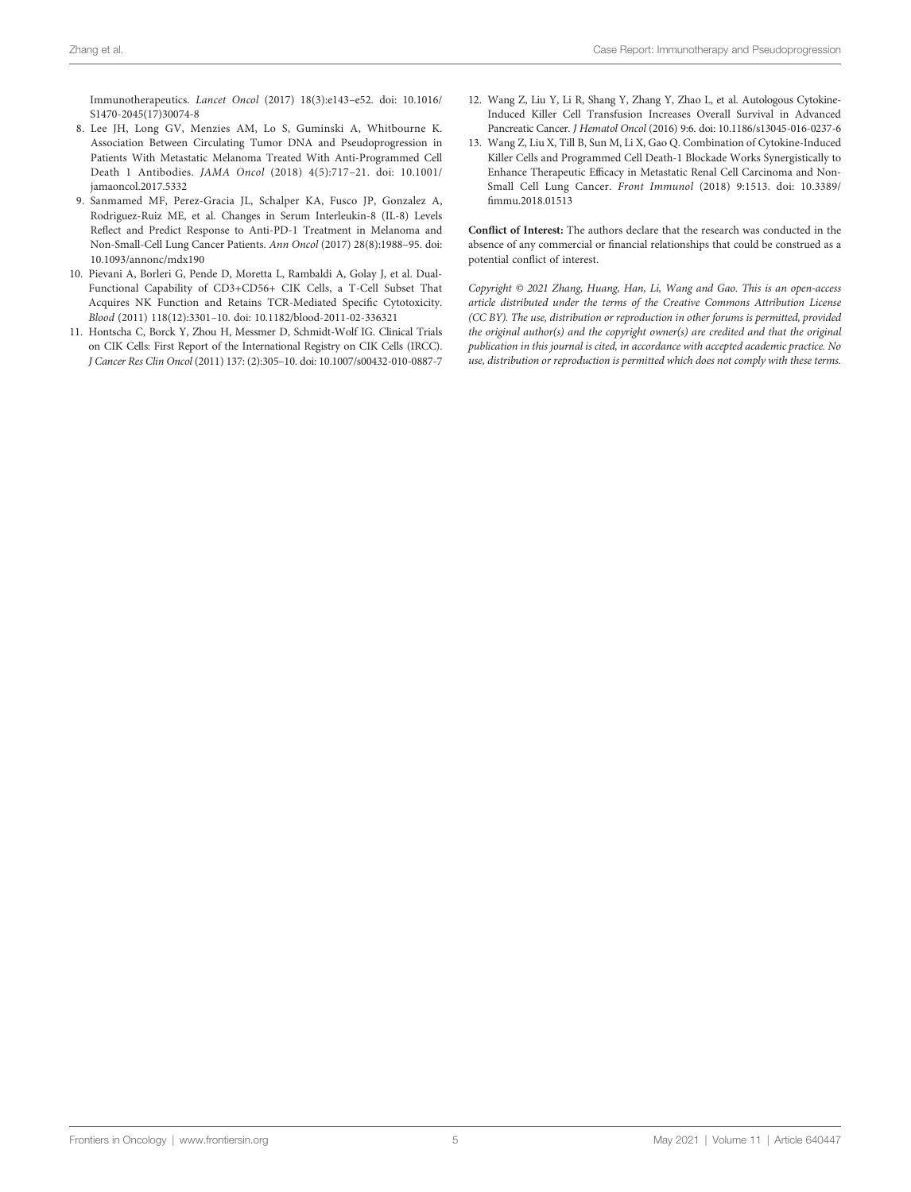Immunotherapeutics. *Lancet Oncol* (2017) 18(3):e143–e52. doi: 10.1016/S1470-2045(17)30074-8

8. Lee JH, Long GV, Menzies AM, Lo S, Guminski A, Whitbourne K. Association Between Circulating Tumor DNA and Pseudoprogression in Patients With Metastatic Melanoma Treated With Anti-Programmed Cell Death 1 Antibodies. *JAMA Oncol* (2018) 4(5):717–21. doi: 10.1001/jamaoncol.2017.5332
9. Sanmamed MF, Perez-Gracia JL, Schalper KA, Fusco JP, Gonzalez A, Rodriguez-Ruiz ME, et al. Changes in Serum Interleukin-8 (IL-8) Levels Reflect and Predict Response to Anti-PD-1 Treatment in Melanoma and Non-Small-Cell Lung Cancer Patients. *Ann Oncol* (2017) 28(8):1988–95. doi: 10.1093/annonc/mdx190
10. Pievani A, Borleri G, Pende D, Moretta L, Rambaldi A, Golay J, et al. Dual-Functional Capability of CD3+CD56+ CIK Cells, a T-Cell Subset That Acquires NK Function and Retains TCR-Mediated Specific Cytotoxicity. *Blood* (2011) 118(12):3301–10. doi: 10.1182/blood-2011-02-336321
11. Hontscha C, Borck Y, Zhou H, Messmer D, Schmidt-Wolf IG. Clinical Trials on CIK Cells: First Report of the International Registry on CIK Cells (IRCC). *J Cancer Res Clin Oncol* (2011) 137: (2):305–10. doi: 10.1007/s00432-010-0887-7
12. Wang Z, Liu Y, Li R, Shang Y, Zhang Y, Zhao L, et al. Autologous Cytokine-Induced Killer Cell Transfusion Increases Overall Survival in Advanced Pancreatic Cancer. *J Hematol Oncol* (2016) 9:6. doi: 10.1186/s13045-016-0237-6
13. Wang Z, Liu X, Till B, Sun M, Li X, Gao Q. Combination of Cytokine-Induced Killer Cells and Programmed Cell Death-1 Blockade Works Synergistically to Enhance Therapeutic Efficacy in Metastatic Renal Cell Carcinoma and Non-Small Cell Lung Cancer. *Front Immunol* (2018) 9:1513. doi: 10.3389/fimmu.2018.01513

**Conflict of Interest:** The authors declare that the research was conducted in the absence of any commercial or financial relationships that could be construed as a potential conflict of interest.

*Copyright © 2021 Zhang, Huang, Han, Li, Wang and Gao. This is an open-access article distributed under the terms of the Creative Commons Attribution License (CC BY). The use, distribution or reproduction in other forums is permitted, provided the original author(s) and the copyright owner(s) are credited and that the original publication in this journal is cited, in accordance with accepted academic practice. No use, distribution or reproduction is permitted which does not comply with these terms.*